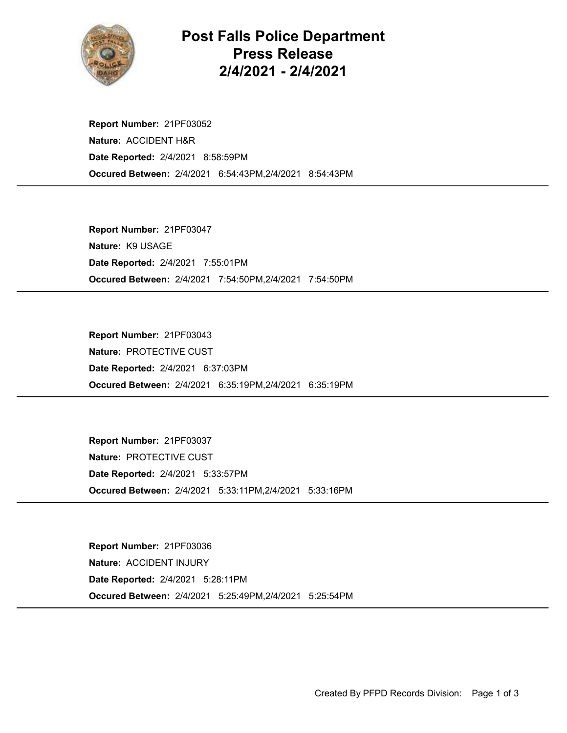# Post Falls Police Department
# Press Release
# 2/4/2021 - 2/4/2021

**Report Number:** 21PF03052
**Nature:** ACCIDENT H&R
**Date Reported:** 2/4/2021 8:58:59PM
**Occured Between:** 2/4/2021 6:54:43PM,2/4/2021 8:54:43PM

---

**Report Number:** 21PF03047
**Nature:** K9 USAGE
**Date Reported:** 2/4/2021 7:55:01PM
**Occured Between:** 2/4/2021 7:54:50PM,2/4/2021 7:54:50PM

---

**Report Number:** 21PF03043
**Nature:** PROTECTIVE CUST
**Date Reported:** 2/4/2021 6:37:03PM
**Occured Between:** 2/4/2021 6:35:19PM,2/4/2021 6:35:19PM

---

**Report Number:** 21PF03037
**Nature:** PROTECTIVE CUST
**Date Reported:** 2/4/2021 5:33:57PM
**Occured Between:** 2/4/2021 5:33:11PM,2/4/2021 5:33:16PM

---

**Report Number:** 21PF03036
**Nature:** ACCIDENT INJURY
**Date Reported:** 2/4/2021 5:28:11PM
**Occured Between:** 2/4/2021 5:25:49PM,2/4/2021 5:25:54PM

---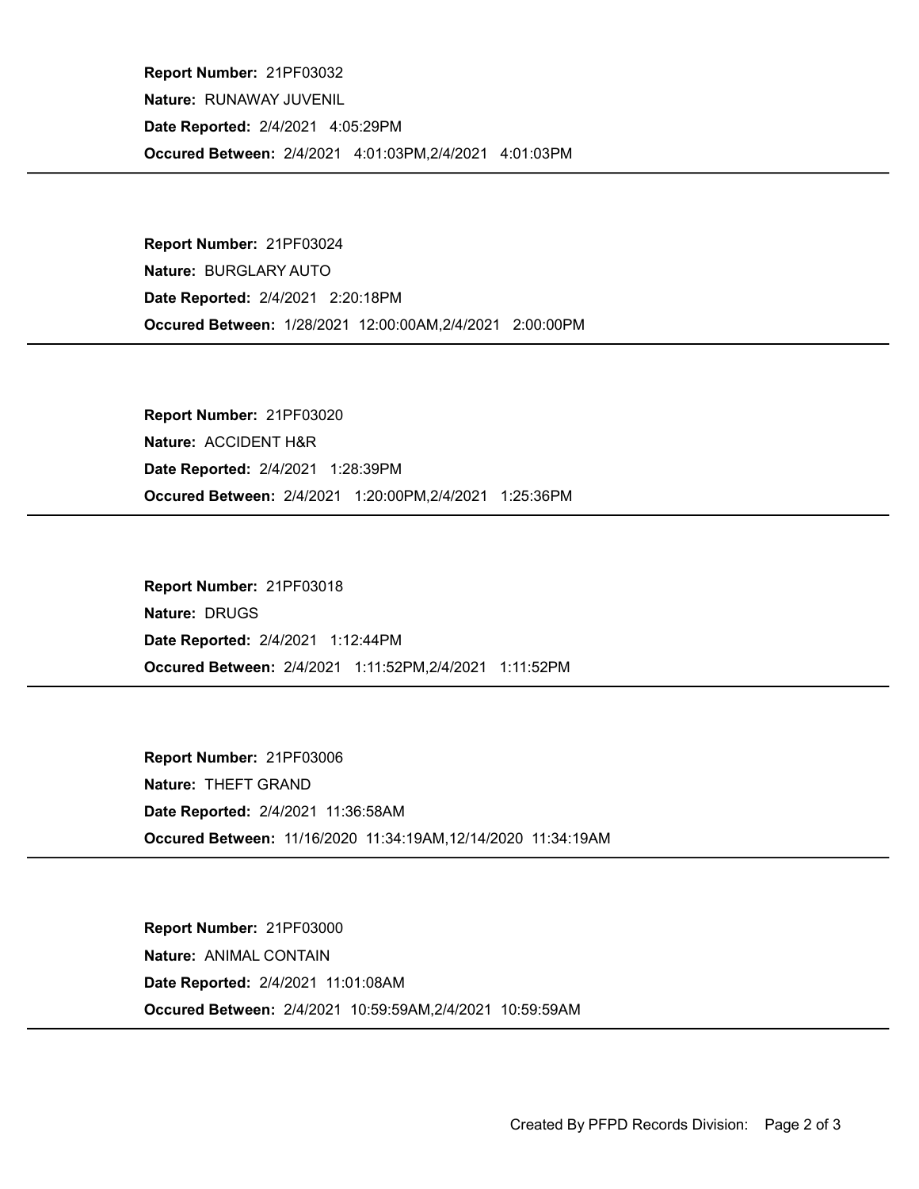**Report Number:** 21PF03032

**Nature:** RUNAWAY JUVENIL

**Date Reported:** 2/4/2021 4:05:29PM

**Occured Between:** 2/4/2021 4:01:03PM,2/4/2021 4:01:03PM

---

**Report Number:** 21PF03024

**Nature:** BURGLARY AUTO

**Date Reported:** 2/4/2021 2:20:18PM

**Occured Between:** 1/28/2021 12:00:00AM,2/4/2021 2:00:00PM

---

**Report Number:** 21PF03020

**Nature:** ACCIDENT H&R

**Date Reported:** 2/4/2021 1:28:39PM

**Occured Between:** 2/4/2021 1:20:00PM,2/4/2021 1:25:36PM

---

**Report Number:** 21PF03018

**Nature:** DRUGS

**Date Reported:** 2/4/2021 1:12:44PM

**Occured Between:** 2/4/2021 1:11:52PM,2/4/2021 1:11:52PM

---

**Report Number:** 21PF03006

**Nature:** THEFT GRAND

**Date Reported:** 2/4/2021 11:36:58AM

**Occured Between:** 11/16/2020 11:34:19AM,12/14/2020 11:34:19AM

---

**Report Number:** 21PF03000

**Nature:** ANIMAL CONTAIN

**Date Reported:** 2/4/2021 11:01:08AM

**Occured Between:** 2/4/2021 10:59:59AM,2/4/2021 10:59:59AM

---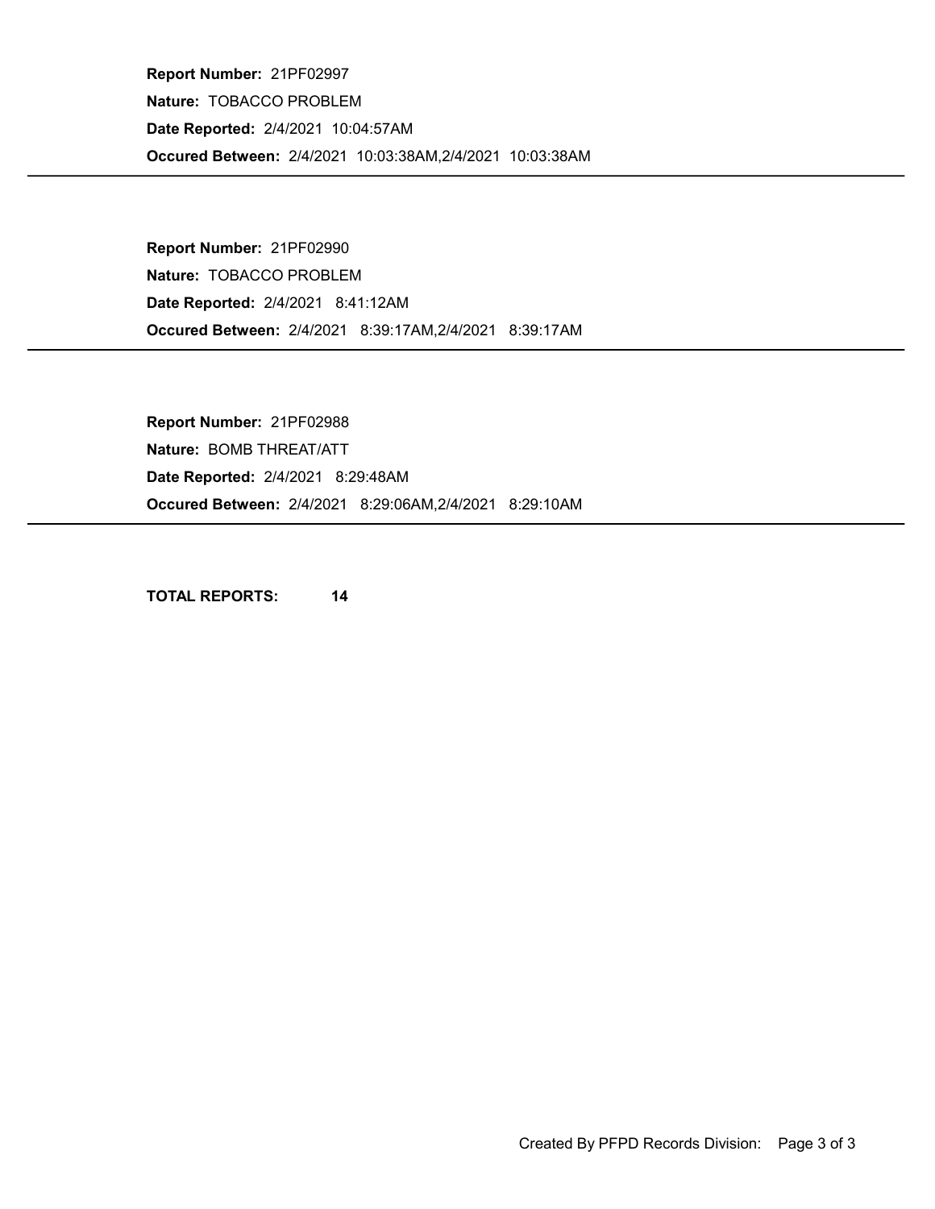**Report Number:** 21PF02997

**Nature:** TOBACCO PROBLEM

**Date Reported:** 2/4/2021 10:04:57AM

**Occured Between:** 2/4/2021 10:03:38AM,2/4/2021 10:03:38AM

---

**Report Number:** 21PF02990

**Nature:** TOBACCO PROBLEM

**Date Reported:** 2/4/2021 8:41:12AM

**Occured Between:** 2/4/2021 8:39:17AM,2/4/2021 8:39:17AM

---

**Report Number:** 21PF02988

**Nature:** BOMB THREAT/ATT

**Date Reported:** 2/4/2021 8:29:48AM

**Occured Between:** 2/4/2021 8:29:06AM,2/4/2021 8:29:10AM

---

**TOTAL REPORTS: 14**

Created By PFPD Records Division: